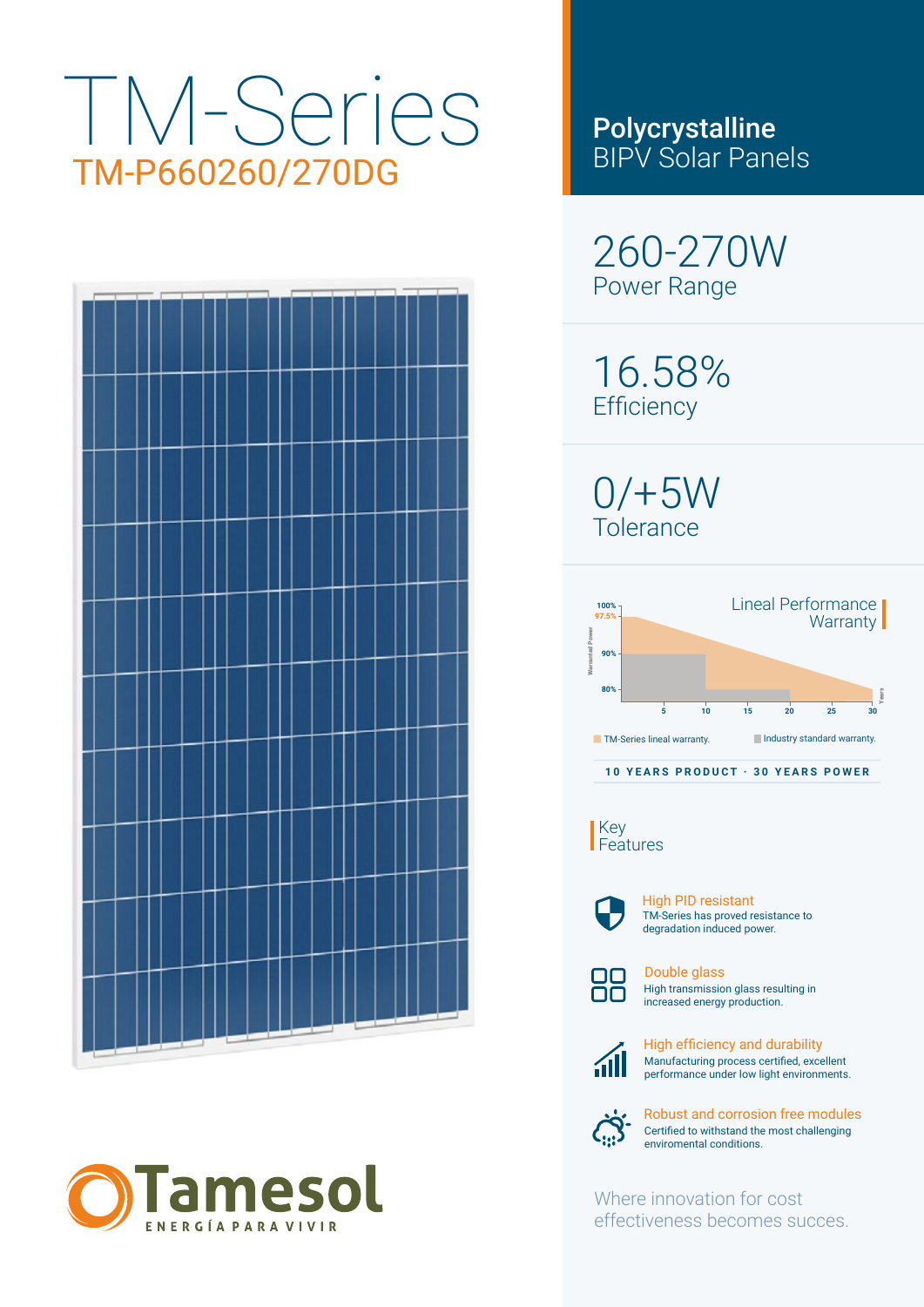# TM-Series

## TM-P660260/270DG

**Polycrystalline**
BIPV Solar Panels

260-270W
Power Range

16.58%
Efficiency

0/+5W
Tolerance

### Lineal Performance Warranty

Warranted Power: 100%, 97.5%, 90%, 80%
Years: 5, 10, 15, 20, 25, 30

TM-Series lineal warranty. Industry standard warranty.

**10 YEARS PRODUCT · 30 YEARS POWER**

### Key Features

**High PID resistant**
TM-Series has proved resistance to degradation induced power.

**Double glass**
High transmission glass resulting in increased energy production.

**High efficiency and durability**
Manufacturing process certified, excellent performance under low light environments.

**Robust and corrosion free modules**
Certified to withstand the most challenging enviromental conditions.

Where innovation for cost effectiveness becomes succes.

Tamesol
ENERGÍA PARA VIVIR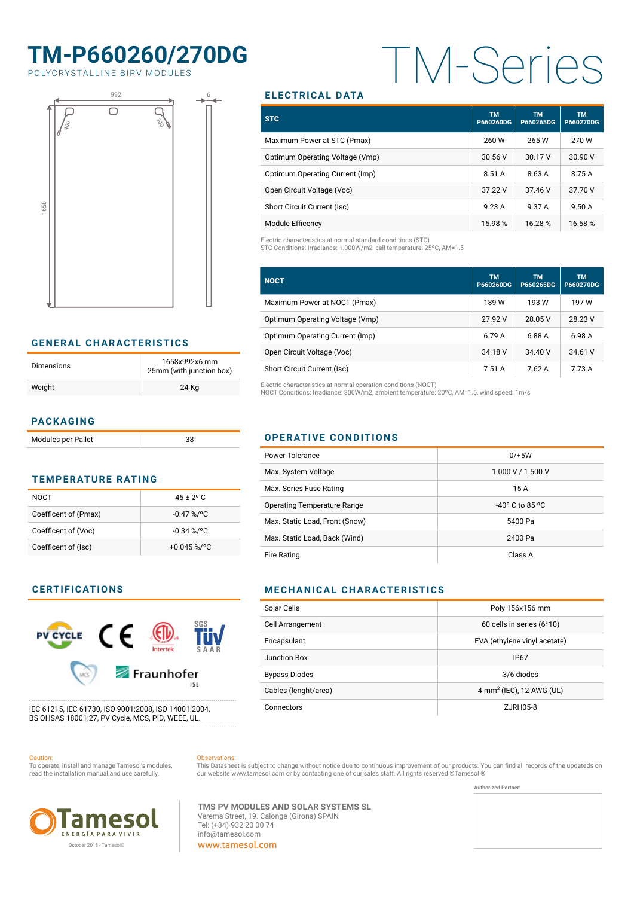# TM-P660260/270DG

POLYCRYSTALLINE BIPV MODULES

TM-Series

992

6

1658

400

300

## ELECTRICAL DATA

| STC | TM P660260DG | TM P660265DG | TM P660270DG |
|---|---|---|---|
| Maximum Power at STC (Pmax) | 260 W | 265 W | 270 W |
| Optimum Operating Voltage (Vmp) | 30.56 V | 30.17 V | 30.90 V |
| Optimum Operating Current (Imp) | 8.51 A | 8.63 A | 8.75 A |
| Open Circuit Voltage (Voc) | 37.22 V | 37.46 V | 37.70 V |
| Short Circuit Current (Isc) | 9.23 A | 9.37 A | 9.50 A |
| Module Efficency | 15.98 % | 16.28 % | 16.58 % |

Electric characteristics at normal standard conditions (STC)
STC Conditions: Irradiance: 1.000W/m2, cell temperature: 25ºC, AM=1.5

| NOCT | TM P660260DG | TM P660265DG | TM P660270DG |
|---|---|---|---|
| Maximum Power at NOCT (Pmax) | 189 W | 193 W | 197 W |
| Optimum Operating Voltage (Vmp) | 27.92 V | 28.05 V | 28.23 V |
| Optimum Operating Current (Imp) | 6.79 A | 6.88 A | 6.98 A |
| Open Circuit Voltage (Voc) | 34.18 V | 34.40 V | 34.61 V |
| Short Circuit Current (Isc) | 7.51 A | 7.62 A | 7.73 A |

Electric characteristics at normal operation conditions (NOCT)
NOCT Conditions: Irradiance: 800W/m2, ambient temperature: 20ºC, AM=1.5, wind speed: 1m/s

## GENERAL CHARACTERISTICS

| | |
|---|---|
| Dimensions | 1658x992x6 mm 25mm (with junction box) |
| Weight | 24 Kg |

## PACKAGING

| | |
|---|---|
| Modules per Pallet | 38 |

## TEMPERATURE RATING

| | |
|---|---|
| NOCT | 45 ± 2º C |
| Coefficent of (Pmax) | -0.47 %/ºC |
| Coefficent of (Voc) | -0.34 %/ºC |
| Coefficent of (Isc) | +0.045 %/ºC |

## OPERATIVE CONDITIONS

| | |
|---|---|
| Power Tolerance | 0/+5W |
| Max. System Voltage | 1.000 V / 1.500 V |
| Max. Series Fuse Rating | 15 A |
| Operating Temperature Range | -40º C to 85 ºC |
| Max. Static Load, Front (Snow) | 5400 Pa |
| Max. Static Load, Back (Wind) | 2400 Pa |
| Fire Rating | Class A |

## CERTIFICATIONS

PV CYCLE, CE, Intertek, SGS TÜV SAAR, MCS, Fraunhofer ISE

IEC 61215, IEC 61730, ISO 9001:2008, ISO 14001:2004, BS OHSAS 18001:27, PV Cycle, MCS, PID, WEEE, UL.

## MECHANICAL CHARACTERISTICS

| | |
|---|---|
| Solar Cells | Poly 156x156 mm |
| Cell Arrangement | 60 cells in series (6*10) |
| Encapsulant | EVA (ethylene vinyl acetate) |
| Junction Box | IP67 |
| Bypass Diodes | 3/6 diodes |
| Cables (lenght/area) | 4 $mm^2$ (IEC), 12 AWG (UL) |
| Connectors | ZJRH05-8 |

Caution:
To operate, install and manage Tamesol's modules, read the installation manual and use carefully.

Observations:
This Datasheet is subject to change without notice due to continuous improvement of our products. You can find all records of the updateds on our website www.tamesol.com or by contacting one of our sales staff. All rights reserved ©Tamesol ®

Authorized Partner:

Tamesol
ENERGÍA PARA VIVIR

October 2018 - Tamesol©

**TMS PV MODULES AND SOLAR SYSTEMS SL**
Verema Street, 19. Calonge (Girona) SPAIN
Tel: (+34) 932 20 00 74
info@tamesol.com
www.tamesol.com